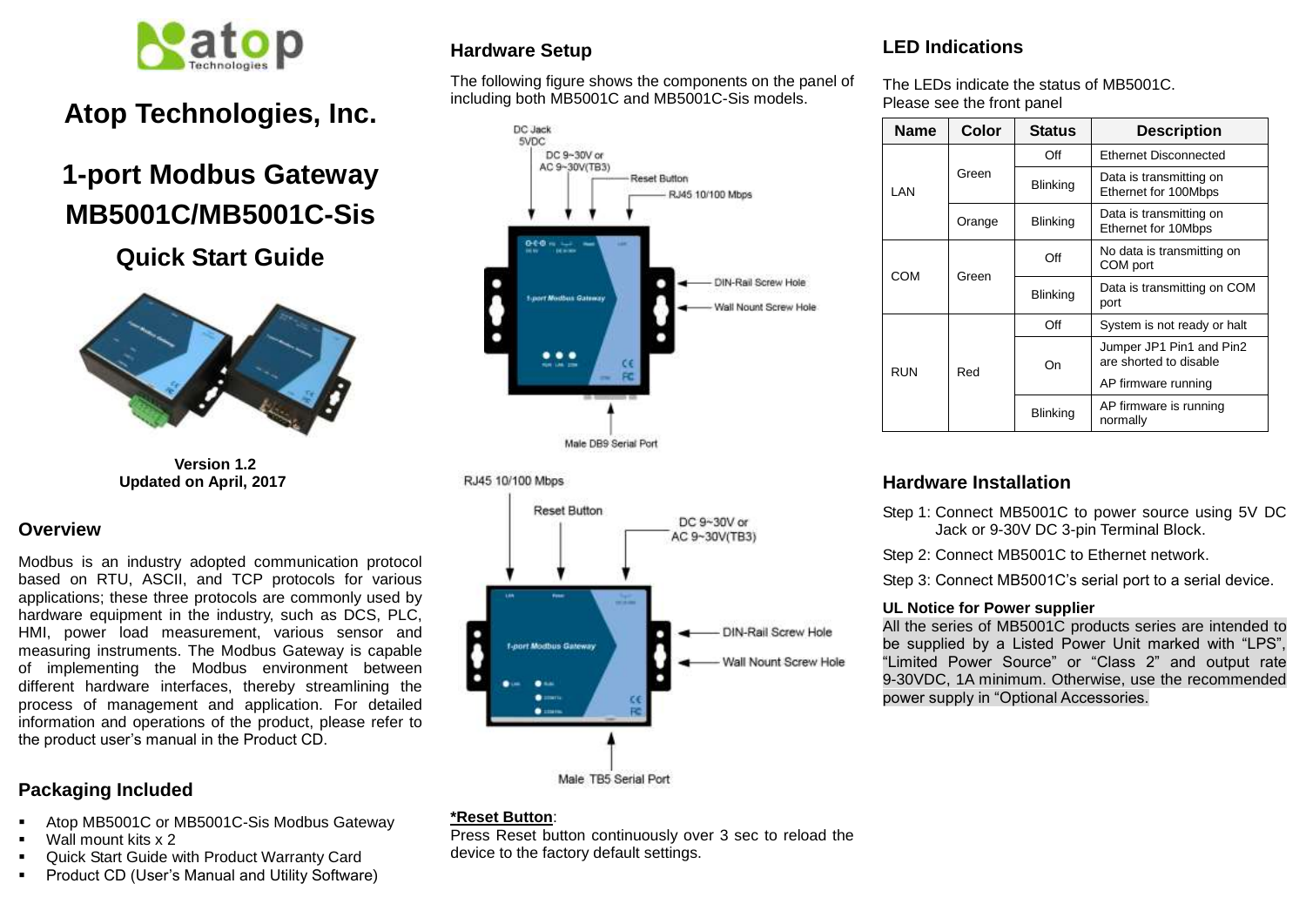# Atop Technologies, Inc.

# 1-port Modbus Gateway MB5001C/MB5001C-Sis

## Quick Start Guide

**Version 1.2**
**Updated on April, 2017**

## Overview

Modbus is an industry adopted communication protocol based on RTU, ASCII, and TCP protocols for various applications; these three protocols are commonly used by hardware equipment in the industry, such as DCS, PLC, HMI, power load measurement, various sensor and measuring instruments. The Modbus Gateway is capable of implementing the Modbus environment between different hardware interfaces, thereby streamlining the process of management and application. For detailed information and operations of the product, please refer to the product user's manual in the Product CD.

## Packaging Included

- Atop MB5001C or MB5001C-Sis Modbus Gateway
- Wall mount kits x 2
- Quick Start Guide with Product Warranty Card
- Product CD (User's Manual and Utility Software)

## Hardware Setup

The following figure shows the components on the panel of including both MB5001C and MB5001C-Sis models.

DC Jack 5VDC
DC 9~30V or AC 9~30V(TB3)
Reset Button
RJ45 10/100 Mbps
DIN-Rail Screw Hole
Wall Nount Screw Hole
Male DB9 Serial Port

RJ45 10/100 Mbps
Reset Button
DC 9~30V or AC 9~30V(TB3)
DIN-Rail Screw Hole
Wall Nount Screw Hole
Male TB5 Serial Port

***Reset Button**:
Press Reset button continuously over 3 sec to reload the device to the factory default settings.

## LED Indications

The LEDs indicate the status of MB5001C.
Please see the front panel

| Name | Color | Status | Description |
|---|---|---|---|
| LAN | Green | Off | Ethernet Disconnected |
| | | Blinking | Data is transmitting on Ethernet for 100Mbps |
| | Orange | Blinking | Data is transmitting on Ethernet for 10Mbps |
| COM | Green | Off | No data is transmitting on COM port |
| | | Blinking | Data is transmitting on COM port |
| RUN | Red | Off | System is not ready or halt |
| | | On | Jumper JP1 Pin1 and Pin2 are shorted to disable AP firmware running |
| | | Blinking | AP firmware is running normally |

## Hardware Installation

Step 1: Connect MB5001C to power source using 5V DC Jack or 9-30V DC 3-pin Terminal Block.

Step 2: Connect MB5001C to Ethernet network.

Step 3: Connect MB5001C's serial port to a serial device.

**UL Notice for Power supplier**

All the series of MB5001C products series are intended to be supplied by a Listed Power Unit marked with "LPS", "Limited Power Source" or "Class 2" and output rate 9-30VDC, 1A minimum. Otherwise, use the recommended power supply in "Optional Accessories.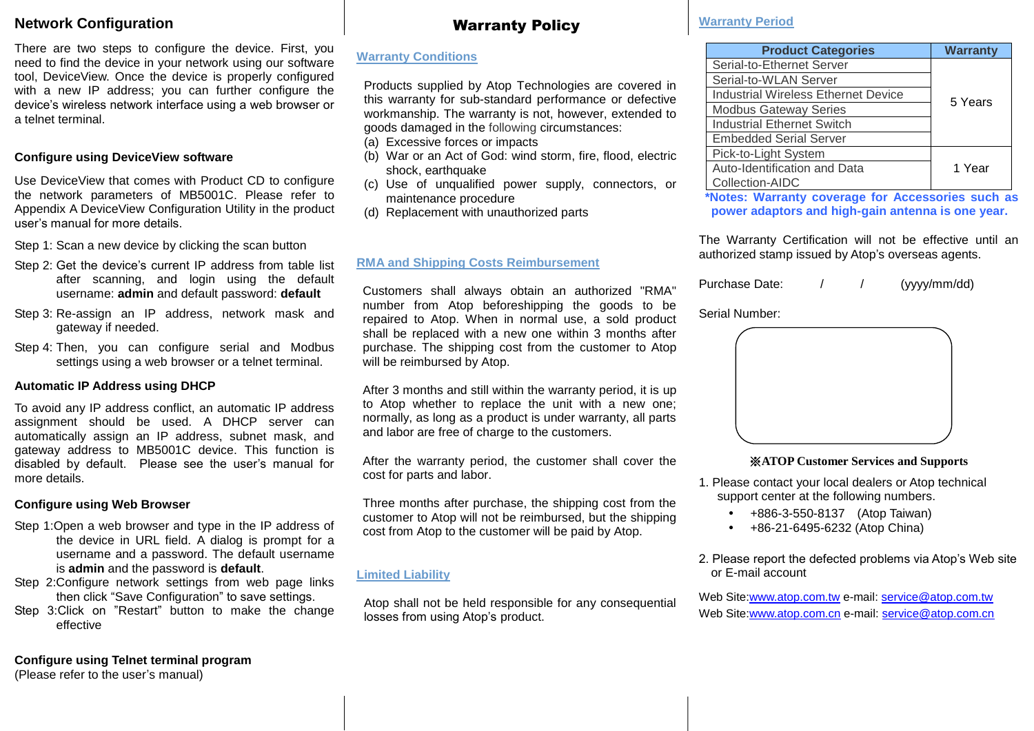## Network Configuration

There are two steps to configure the device. First, you need to find the device in your network using our software tool, DeviceView. Once the device is properly configured with a new IP address; you can further configure the device's wireless network interface using a web browser or a telnet terminal.

### Configure using DeviceView software

Use DeviceView that comes with Product CD to configure the network parameters of MB5001C. Please refer to Appendix A DeviceView Configuration Utility in the product user's manual for more details.

Step 1: Scan a new device by clicking the scan button

Step 2: Get the device's current IP address from table list after scanning, and login using the default username: **admin** and default password: **default**

Step 3: Re-assign an IP address, network mask and gateway if needed.

Step 4: Then, you can configure serial and Modbus settings using a web browser or a telnet terminal.

### Automatic IP Address using DHCP

To avoid any IP address conflict, an automatic IP address assignment should be used. A DHCP server can automatically assign an IP address, subnet mask, and gateway address to MB5001C device. This function is disabled by default. Please see the user's manual for more details.

### Configure using Web Browser

Step 1:Open a web browser and type in the IP address of the device in URL field. A dialog is prompt for a username and a password. The default username is **admin** and the password is **default**.

Step 2:Configure network settings from web page links then click "Save Configuration" to save settings.

Step 3:Click on "Restart" button to make the change effective

### Configure using Telnet terminal program

(Please refer to the user's manual)

## Warranty Policy

### Warranty Conditions

Products supplied by Atop Technologies are covered in this warranty for sub-standard performance or defective workmanship. The warranty is not, however, extended to goods damaged in the following circumstances:

(a) Excessive forces or impacts
(b) War or an Act of God: wind storm, fire, flood, electric shock, earthquake
(c) Use of unqualified power supply, connectors, or maintenance procedure
(d) Replacement with unauthorized parts

### RMA and Shipping Costs Reimbursement

Customers shall always obtain an authorized "RMA" number from Atop beforeshipping the goods to be repaired to Atop. When in normal use, a sold product shall be replaced with a new one within 3 months after purchase. The shipping cost from the customer to Atop will be reimbursed by Atop.

After 3 months and still within the warranty period, it is up to Atop whether to replace the unit with a new one; normally, as long as a product is under warranty, all parts and labor are free of charge to the customers.

After the warranty period, the customer shall cover the cost for parts and labor.

Three months after purchase, the shipping cost from the customer to Atop will not be reimbursed, but the shipping cost from Atop to the customer will be paid by Atop.

### Limited Liability

Atop shall not be held responsible for any consequential losses from using Atop's product.

### Warranty Period

| Product Categories | Warranty |
| --- | --- |
| Serial-to-Ethernet Server | 5 Years |
| Serial-to-WLAN Server | |
| Industrial Wireless Ethernet Device | |
| Modbus Gateway Series | |
| Industrial Ethernet Switch | |
| Embedded Serial Server | |
| Pick-to-Light System | 1 Year |
| Auto-Identification and Data Collection-AIDC | |

***Notes: Warranty coverage for Accessories such as power adaptors and high-gain antenna is one year.**

The Warranty Certification will not be effective until an authorized stamp issued by Atop's overseas agents.

Purchase Date: / / (yyyy/mm/dd)

Serial Number:

**※ATOP Customer Services and Supports**

1. Please contact your local dealers or Atop technical support center at the following numbers.
   - +886-3-550-8137 (Atop Taiwan)
   - +86-21-6495-6232 (Atop China)

2. Please report the defected problems via Atop's Web site or E-mail account

Web Site:www.atop.com.tw e-mail: service@atop.com.tw
Web Site:www.atop.com.cn e-mail: service@atop.com.cn